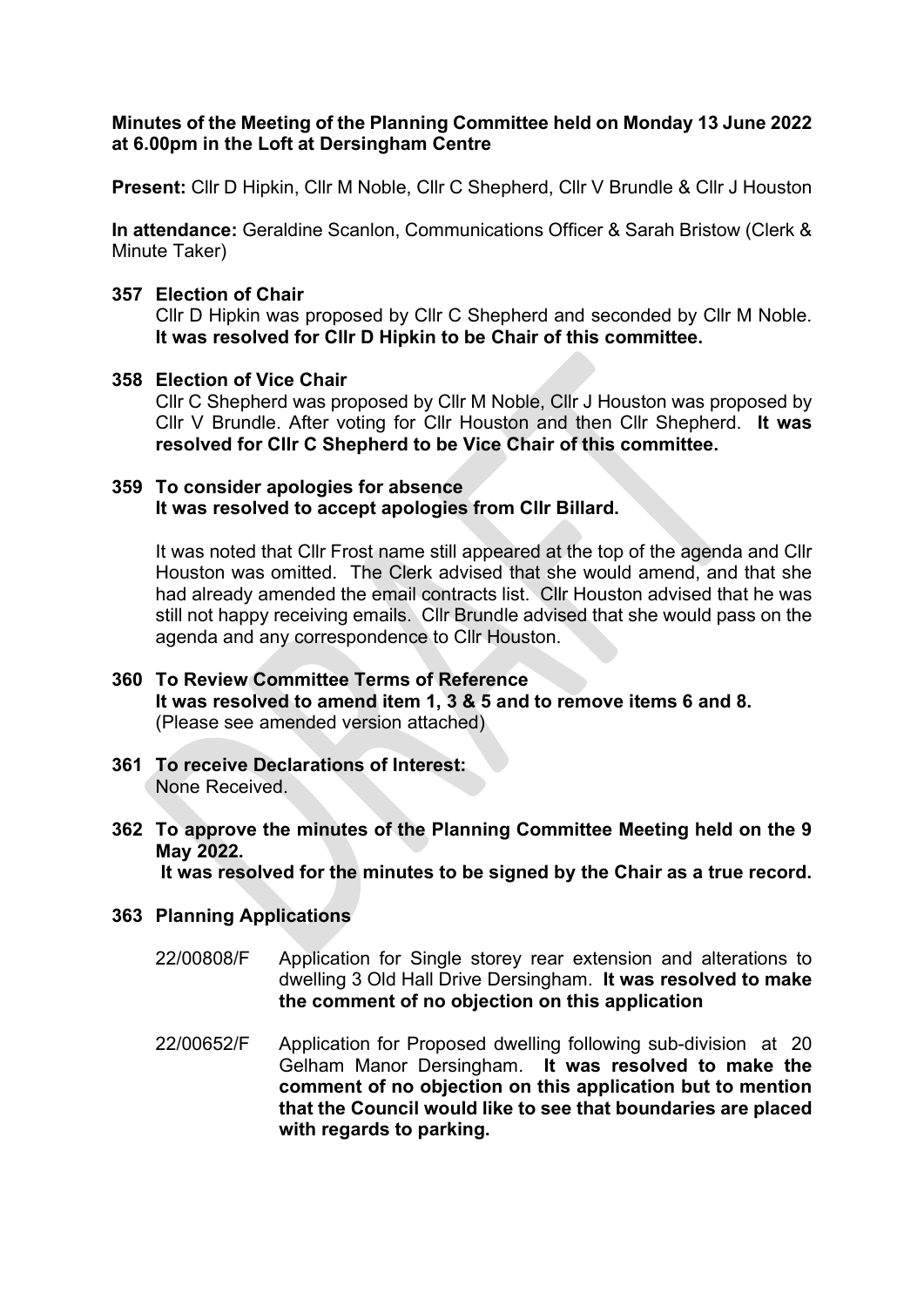**Minutes of the Meeting of the Planning Committee held on Monday 13 June 2022 at 6.00pm in the Loft at Dersingham Centre**

**Present:** Cllr D Hipkin, Cllr M Noble, Cllr C Shepherd, Cllr V Brundle & Cllr J Houston

**In attendance:** Geraldine Scanlon, Communications Officer & Sarah Bristow (Clerk & Minute Taker)

**357 Election of Chair**

Cllr D Hipkin was proposed by Cllr C Shepherd and seconded by Cllr M Noble. **It was resolved for Cllr D Hipkin to be Chair of this committee.**

**358 Election of Vice Chair**

Cllr C Shepherd was proposed by Cllr M Noble, Cllr J Houston was proposed by Cllr V Brundle. After voting for Cllr Houston and then Cllr Shepherd. **It was resolved for Cllr C Shepherd to be Vice Chair of this committee.**

**359 To consider apologies for absence**

**It was resolved to accept apologies from Cllr Billard.**

It was noted that Cllr Frost name still appeared at the top of the agenda and Cllr Houston was omitted. The Clerk advised that she would amend, and that she had already amended the email contracts list. Cllr Houston advised that he was still not happy receiving emails. Cllr Brundle advised that she would pass on the agenda and any correspondence to Cllr Houston.

**360 To Review Committee Terms of Reference**

**It was resolved to amend item 1, 3 & 5 and to remove items 6 and 8.** (Please see amended version attached)

**361 To receive Declarations of Interest:**

None Received.

**362 To approve the minutes of the Planning Committee Meeting held on the 9 May 2022.**

**It was resolved for the minutes to be signed by the Chair as a true record.**

**363 Planning Applications**

22/00808/F Application for Single storey rear extension and alterations to dwelling 3 Old Hall Drive Dersingham. **It was resolved to make the comment of no objection on this application**

22/00652/F Application for Proposed dwelling following sub-division at 20 Gelham Manor Dersingham. **It was resolved to make the comment of no objection on this application but to mention that the Council would like to see that boundaries are placed with regards to parking.**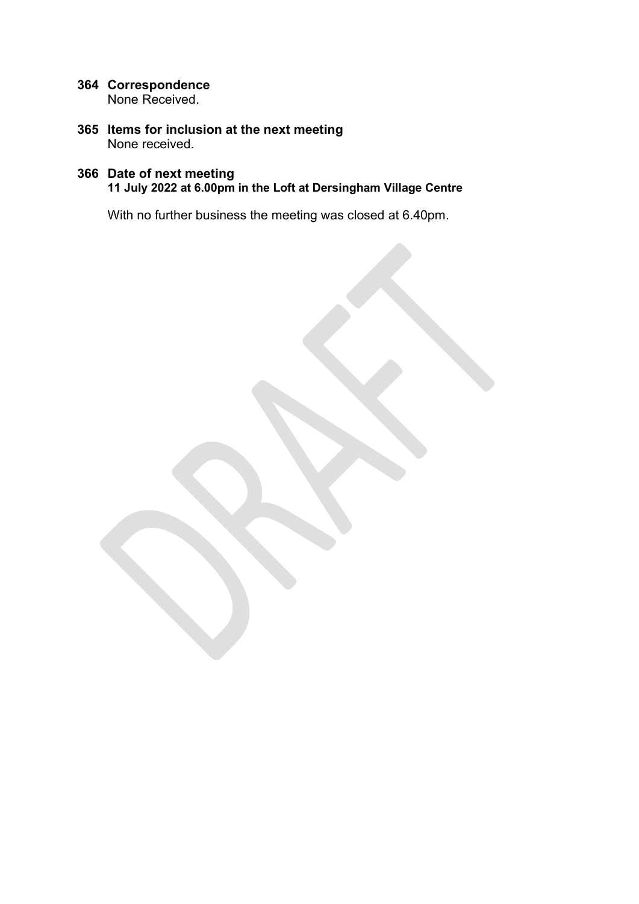**364 Correspondence**
None Received.

**365 Items for inclusion at the next meeting**
None received.

**366 Date of next meeting**
**11 July 2022 at 6.00pm in the Loft at Dersingham Village Centre**

With no further business the meeting was closed at 6.40pm.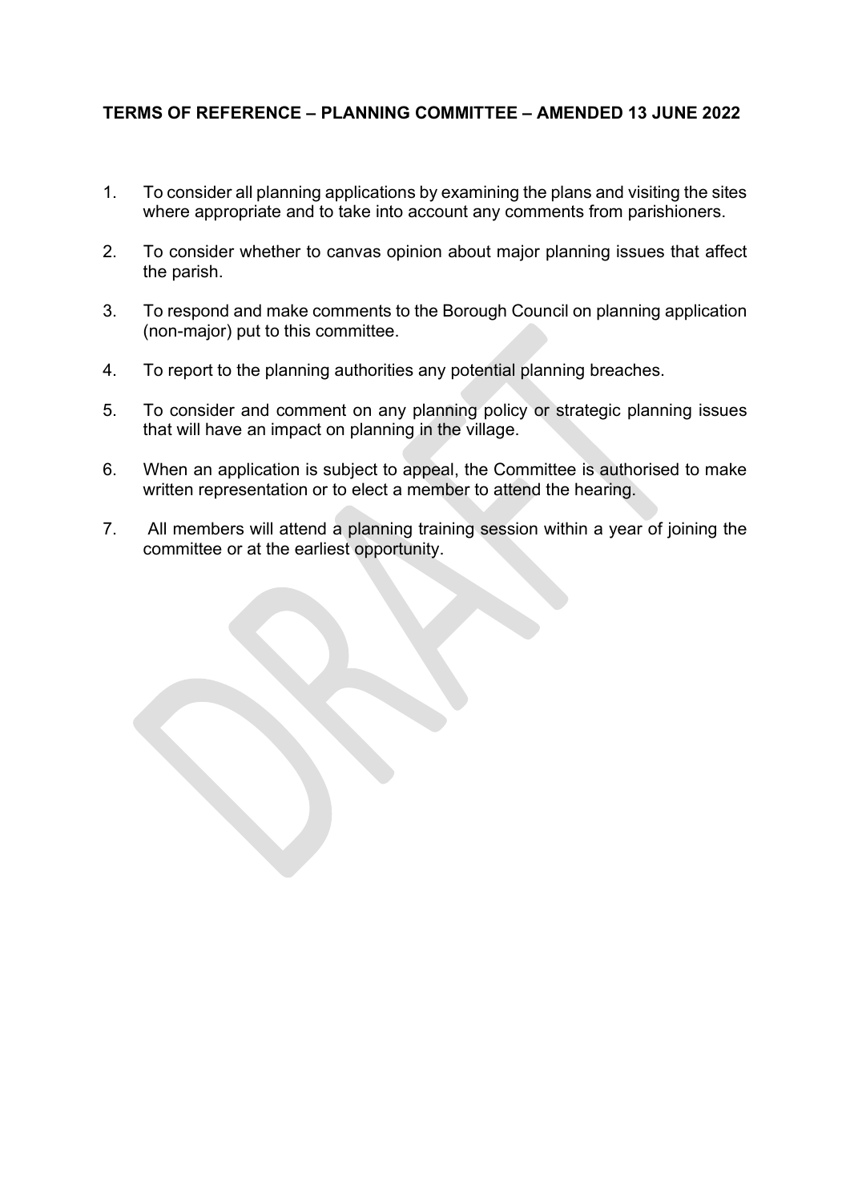**TERMS OF REFERENCE – PLANNING COMMITTEE – AMENDED 13 JUNE 2022**

1. To consider all planning applications by examining the plans and visiting the sites where appropriate and to take into account any comments from parishioners.
2. To consider whether to canvas opinion about major planning issues that affect the parish.
3. To respond and make comments to the Borough Council on planning application (non-major) put to this committee.
4. To report to the planning authorities any potential planning breaches.
5. To consider and comment on any planning policy or strategic planning issues that will have an impact on planning in the village.
6. When an application is subject to appeal, the Committee is authorised to make written representation or to elect a member to attend the hearing.
7. All members will attend a planning training session within a year of joining the committee or at the earliest opportunity.

DRAFT